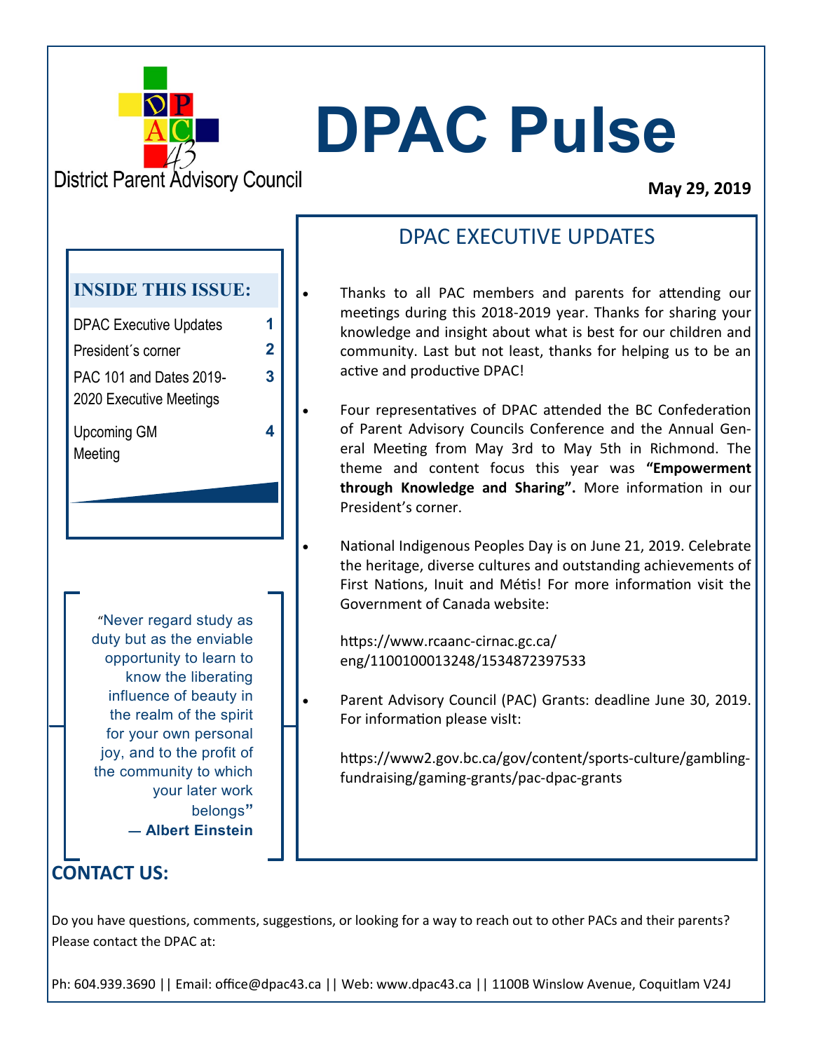District Parent Advisory Council

# DPAC Pulse

**May 29, 2019**

### INSIDE THIS ISSUE:

| | |
|---|---|
| DPAC Executive Updates | 1 |
| President´s corner | 2 |
| PAC 101 and Dates 2019-2020 Executive Meetings | 3 |
| Upcoming GM Meeting | 4 |

"Never regard study as duty but as the enviable opportunity to learn to know the liberating influence of beauty in the realm of the spirit for your own personal joy, and to the profit of the community to which your later work belongs"
**— Albert Einstein**

## DPAC EXECUTIVE UPDATES

- Thanks to all PAC members and parents for attending our meetings during this 2018-2019 year. Thanks for sharing your knowledge and insight about what is best for our children and community. Last but not least, thanks for helping us to be an active and productive DPAC!

- Four representatives of DPAC attended the BC Confederation of Parent Advisory Councils Conference and the Annual General Meeting from May 3rd to May 5th in Richmond. The theme and content focus this year was **"Empowerment through Knowledge and Sharing".** More information in our President's corner.

- National Indigenous Peoples Day is on June 21, 2019. Celebrate the heritage, diverse cultures and outstanding achievements of First Nations, Inuit and Métis! For more information visit the Government of Canada website:

  https://www.rcaanc-cirnac.gc.ca/eng/1100100013248/1534872397533

- Parent Advisory Council (PAC) Grants: deadline June 30, 2019. For information please visIt:

  https://www2.gov.bc.ca/gov/content/sports-culture/gambling-fundraising/gaming-grants/pac-dpac-grants

## CONTACT US:

Do you have questions, comments, suggestions, or looking for a way to reach out to other PACs and their parents? Please contact the DPAC at:

Ph: 604.939.3690 || Email: office@dpac43.ca || Web: www.dpac43.ca || 1100B Winslow Avenue, Coquitlam V24J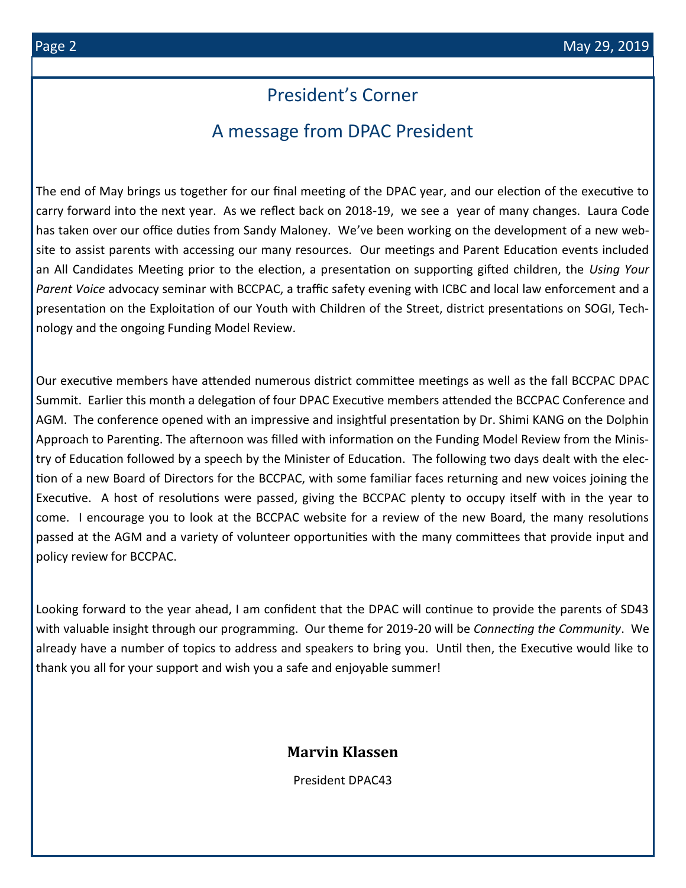# President's Corner

## A message from DPAC President

The end of May brings us together for our final meeting of the DPAC year, and our election of the executive to carry forward into the next year. As we reflect back on 2018-19, we see a year of many changes. Laura Code has taken over our office duties from Sandy Maloney. We've been working on the development of a new website to assist parents with accessing our many resources. Our meetings and Parent Education events included an All Candidates Meeting prior to the election, a presentation on supporting gifted children, the *Using Your Parent Voice* advocacy seminar with BCCPAC, a traffic safety evening with ICBC and local law enforcement and a presentation on the Exploitation of our Youth with Children of the Street, district presentations on SOGI, Technology and the ongoing Funding Model Review.

Our executive members have attended numerous district committee meetings as well as the fall BCCPAC DPAC Summit. Earlier this month a delegation of four DPAC Executive members attended the BCCPAC Conference and AGM. The conference opened with an impressive and insightful presentation by Dr. Shimi KANG on the Dolphin Approach to Parenting. The afternoon was filled with information on the Funding Model Review from the Ministry of Education followed by a speech by the Minister of Education. The following two days dealt with the election of a new Board of Directors for the BCCPAC, with some familiar faces returning and new voices joining the Executive. A host of resolutions were passed, giving the BCCPAC plenty to occupy itself with in the year to come. I encourage you to look at the BCCPAC website for a review of the new Board, the many resolutions passed at the AGM and a variety of volunteer opportunities with the many committees that provide input and policy review for BCCPAC.

Looking forward to the year ahead, I am confident that the DPAC will continue to provide the parents of SD43 with valuable insight through our programming. Our theme for 2019-20 will be *Connecting the Community*. We already have a number of topics to address and speakers to bring you. Until then, the Executive would like to thank you all for your support and wish you a safe and enjoyable summer!

**Marvin Klassen**

President DPAC43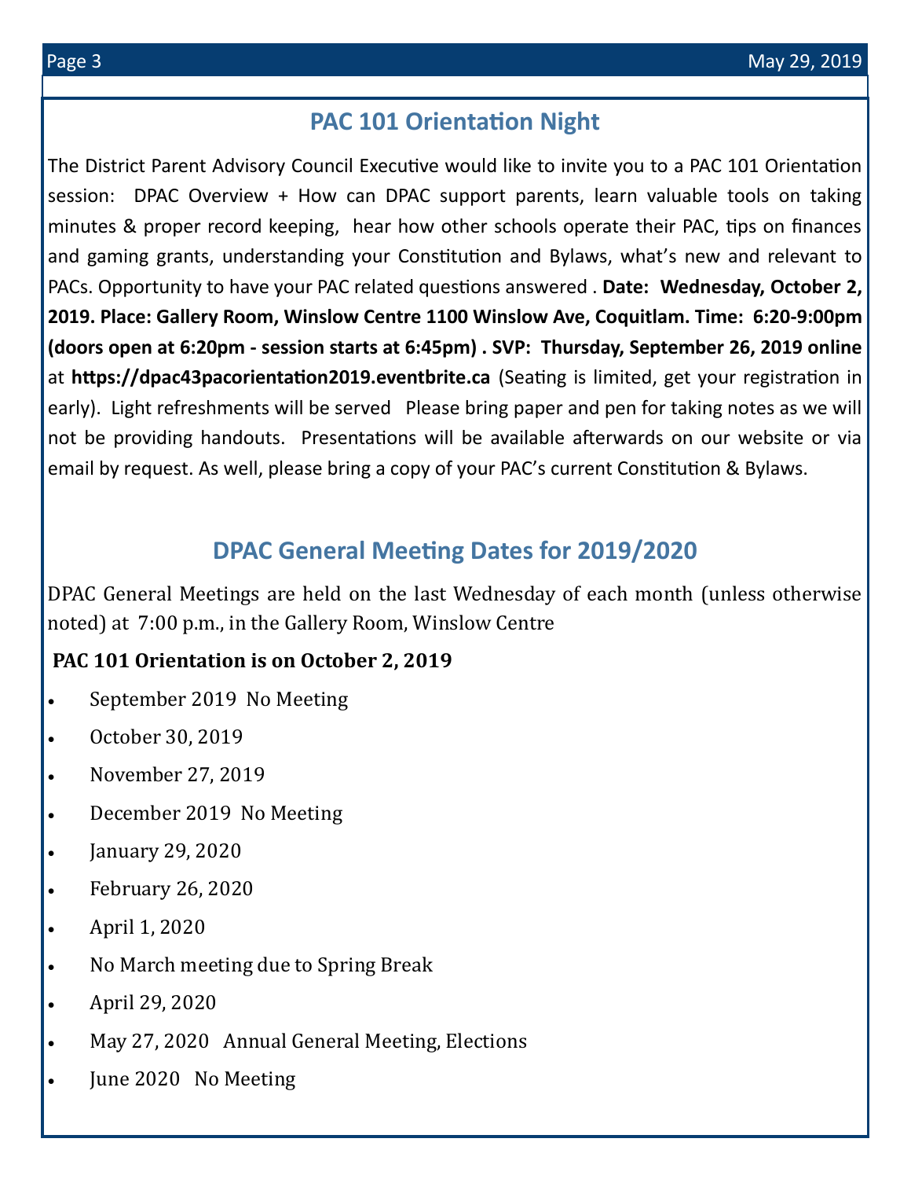## PAC 101 Orientation Night

The District Parent Advisory Council Executive would like to invite you to a PAC 101 Orientation session: DPAC Overview + How can DPAC support parents, learn valuable tools on taking minutes & proper record keeping, hear how other schools operate their PAC, tips on finances and gaming grants, understanding your Constitution and Bylaws, what's new and relevant to PACs. Opportunity to have your PAC related questions answered . **Date: Wednesday, October 2, 2019. Place: Gallery Room, Winslow Centre 1100 Winslow Ave, Coquitlam. Time: 6:20-9:00pm (doors open at 6:20pm - session starts at 6:45pm) . SVP: Thursday, September 26, 2019 online** at **https://dpac43pacorientation2019.eventbrite.ca** (Seating is limited, get your registration in early). Light refreshments will be served Please bring paper and pen for taking notes as we will not be providing handouts. Presentations will be available afterwards on our website or via email by request. As well, please bring a copy of your PAC's current Constitution & Bylaws.

## DPAC General Meeting Dates for 2019/2020

DPAC General Meetings are held on the last Wednesday of each month (unless otherwise noted) at 7:00 p.m., in the Gallery Room, Winslow Centre

**PAC 101 Orientation is on October 2, 2019**

- September 2019 No Meeting
- October 30, 2019
- November 27, 2019
- December 2019 No Meeting
- January 29, 2020
- February 26, 2020
- April 1, 2020
- No March meeting due to Spring Break
- April 29, 2020
- May 27, 2020 Annual General Meeting, Elections
- June 2020 No Meeting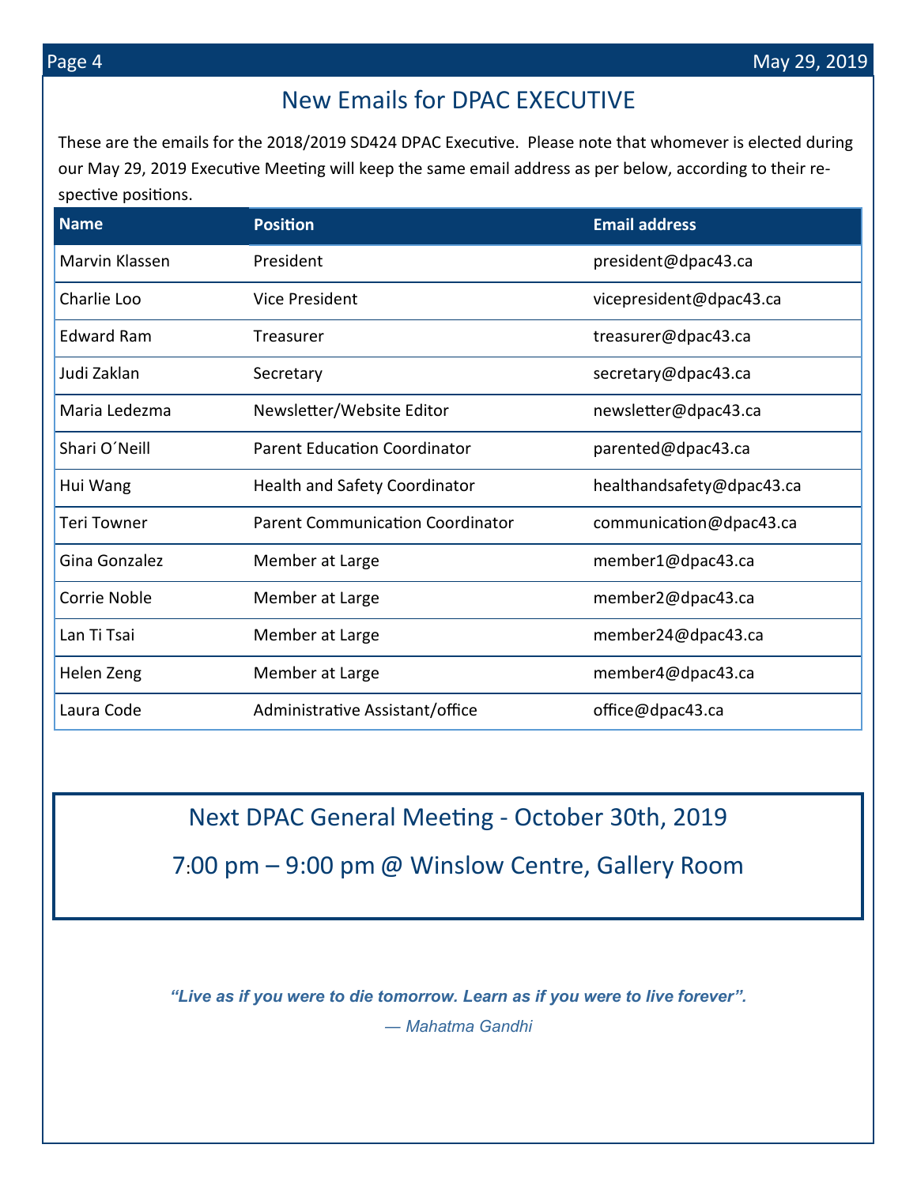## New Emails for DPAC EXECUTIVE

These are the emails for the 2018/2019 SD424 DPAC Executive. Please note that whomever is elected during our May 29, 2019 Executive Meeting will keep the same email address as per below, according to their respective positions.

| Name | Position | Email address |
|---|---|---|
| Marvin Klassen | President | president@dpac43.ca |
| Charlie Loo | Vice President | vicepresident@dpac43.ca |
| Edward Ram | Treasurer | treasurer@dpac43.ca |
| Judi Zaklan | Secretary | secretary@dpac43.ca |
| Maria Ledezma | Newsletter/Website Editor | newsletter@dpac43.ca |
| Shari O´Neill | Parent Education Coordinator | parented@dpac43.ca |
| Hui Wang | Health and Safety Coordinator | healthandsafety@dpac43.ca |
| Teri Towner | Parent Communication Coordinator | communication@dpac43.ca |
| Gina Gonzalez | Member at Large | member1@dpac43.ca |
| Corrie Noble | Member at Large | member2@dpac43.ca |
| Lan Ti Tsai | Member at Large | member24@dpac43.ca |
| Helen Zeng | Member at Large | member4@dpac43.ca |
| Laura Code | Administrative Assistant/office | office@dpac43.ca |

## Next DPAC General Meeting - October 30th, 2019

## 7:00 pm – 9:00 pm @ Winslow Centre, Gallery Room

***"Live as if you were to die tomorrow. Learn as if you were to live forever".***

*— Mahatma Gandhi*